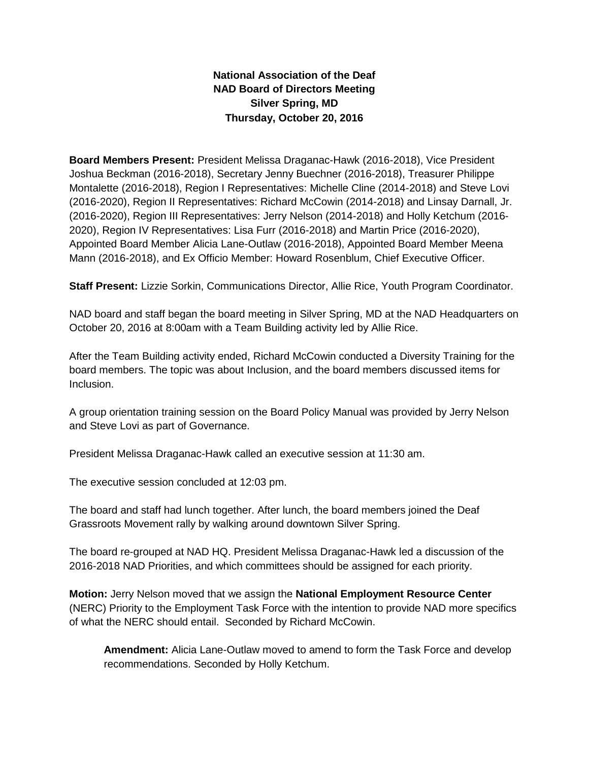**National Association of the Deaf**
**NAD Board of Directors Meeting**
**Silver Spring, MD**
**Thursday, October 20, 2016**

**Board Members Present:** President Melissa Draganac-Hawk (2016-2018), Vice President Joshua Beckman (2016-2018), Secretary Jenny Buechner (2016-2018), Treasurer Philippe Montalette (2016-2018), Region I Representatives: Michelle Cline (2014-2018) and Steve Lovi (2016-2020), Region II Representatives: Richard McCowin (2014-2018) and Linsay Darnall, Jr. (2016-2020), Region III Representatives: Jerry Nelson (2014-2018) and Holly Ketchum (2016-2020), Region IV Representatives: Lisa Furr (2016-2018) and Martin Price (2016-2020), Appointed Board Member Alicia Lane-Outlaw (2016-2018), Appointed Board Member Meena Mann (2016-2018), and Ex Officio Member: Howard Rosenblum, Chief Executive Officer.

**Staff Present:** Lizzie Sorkin, Communications Director, Allie Rice, Youth Program Coordinator.

NAD board and staff began the board meeting in Silver Spring, MD at the NAD Headquarters on October 20, 2016 at 8:00am with a Team Building activity led by Allie Rice.

After the Team Building activity ended, Richard McCowin conducted a Diversity Training for the board members. The topic was about Inclusion, and the board members discussed items for Inclusion.

A group orientation training session on the Board Policy Manual was provided by Jerry Nelson and Steve Lovi as part of Governance.

President Melissa Draganac-Hawk called an executive session at 11:30 am.

The executive session concluded at 12:03 pm.

The board and staff had lunch together. After lunch, the board members joined the Deaf Grassroots Movement rally by walking around downtown Silver Spring.

The board re-grouped at NAD HQ. President Melissa Draganac-Hawk led a discussion of the 2016-2018 NAD Priorities, and which committees should be assigned for each priority.

**Motion:** Jerry Nelson moved that we assign the **National Employment Resource Center** (NERC) Priority to the Employment Task Force with the intention to provide NAD more specifics of what the NERC should entail. Seconded by Richard McCowin.

> **Amendment:** Alicia Lane-Outlaw moved to amend to form the Task Force and develop recommendations. Seconded by Holly Ketchum.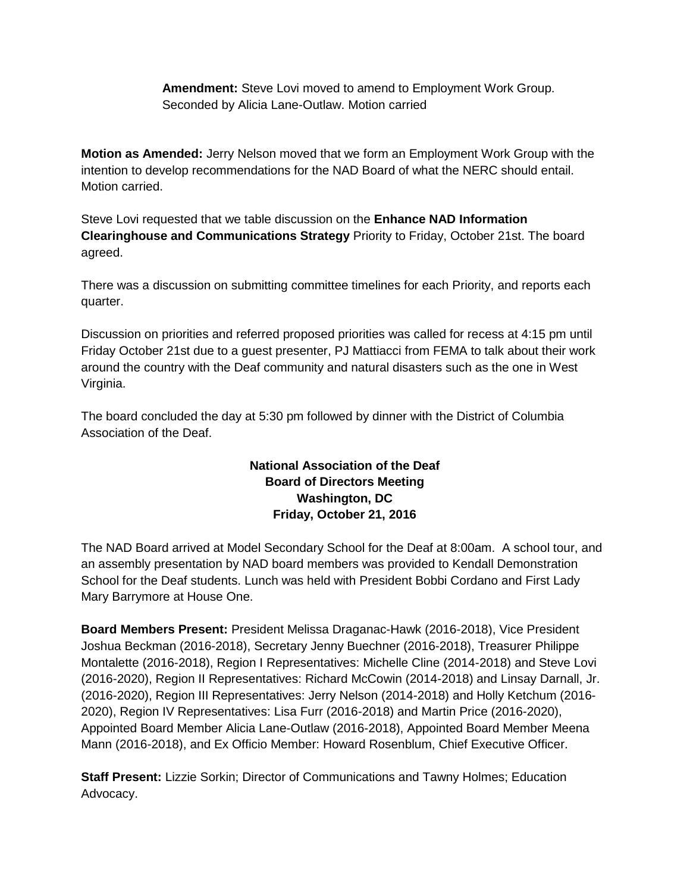**Amendment:** Steve Lovi moved to amend to Employment Work Group. Seconded by Alicia Lane-Outlaw. Motion carried

**Motion as Amended:** Jerry Nelson moved that we form an Employment Work Group with the intention to develop recommendations for the NAD Board of what the NERC should entail. Motion carried.

Steve Lovi requested that we table discussion on the **Enhance NAD Information Clearinghouse and Communications Strategy** Priority to Friday, October 21st. The board agreed.

There was a discussion on submitting committee timelines for each Priority, and reports each quarter.

Discussion on priorities and referred proposed priorities was called for recess at 4:15 pm until Friday October 21st due to a guest presenter, PJ Mattiacci from FEMA to talk about their work around the country with the Deaf community and natural disasters such as the one in West Virginia.

The board concluded the day at 5:30 pm followed by dinner with the District of Columbia Association of the Deaf.

**National Association of the Deaf**
**Board of Directors Meeting**
**Washington, DC**
**Friday, October 21, 2016**

The NAD Board arrived at Model Secondary School for the Deaf at 8:00am. A school tour, and an assembly presentation by NAD board members was provided to Kendall Demonstration School for the Deaf students. Lunch was held with President Bobbi Cordano and First Lady Mary Barrymore at House One.

**Board Members Present:** President Melissa Draganac-Hawk (2016-2018), Vice President Joshua Beckman (2016-2018), Secretary Jenny Buechner (2016-2018), Treasurer Philippe Montalette (2016-2018), Region I Representatives: Michelle Cline (2014-2018) and Steve Lovi (2016-2020), Region II Representatives: Richard McCowin (2014-2018) and Linsay Darnall, Jr. (2016-2020), Region III Representatives: Jerry Nelson (2014-2018) and Holly Ketchum (2016-2020), Region IV Representatives: Lisa Furr (2016-2018) and Martin Price (2016-2020), Appointed Board Member Alicia Lane-Outlaw (2016-2018), Appointed Board Member Meena Mann (2016-2018), and Ex Officio Member: Howard Rosenblum, Chief Executive Officer.

**Staff Present:** Lizzie Sorkin; Director of Communications and Tawny Holmes; Education Advocacy.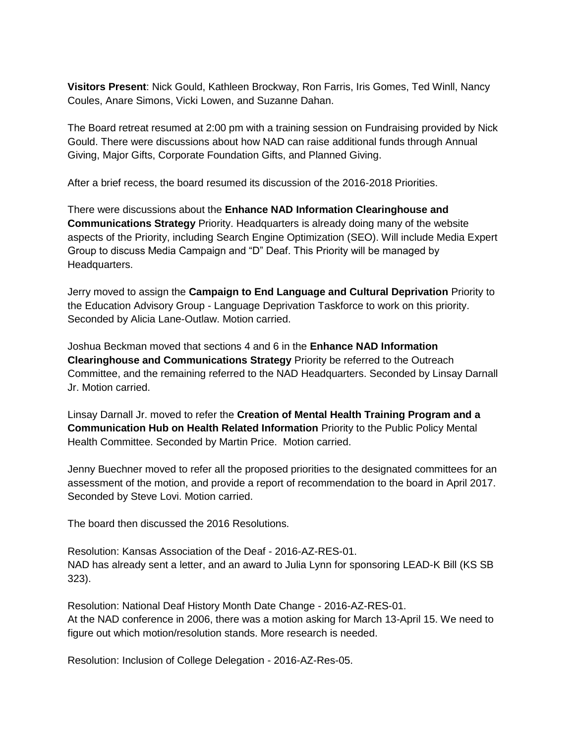**Visitors Present**: Nick Gould, Kathleen Brockway, Ron Farris, Iris Gomes, Ted Winll, Nancy Coules, Anare Simons, Vicki Lowen, and Suzanne Dahan.

The Board retreat resumed at 2:00 pm with a training session on Fundraising provided by Nick Gould. There were discussions about how NAD can raise additional funds through Annual Giving, Major Gifts, Corporate Foundation Gifts, and Planned Giving.

After a brief recess, the board resumed its discussion of the 2016-2018 Priorities.

There were discussions about the **Enhance NAD Information Clearinghouse and Communications Strategy** Priority. Headquarters is already doing many of the website aspects of the Priority, including Search Engine Optimization (SEO). Will include Media Expert Group to discuss Media Campaign and "D" Deaf. This Priority will be managed by Headquarters.

Jerry moved to assign the **Campaign to End Language and Cultural Deprivation** Priority to the Education Advisory Group - Language Deprivation Taskforce to work on this priority. Seconded by Alicia Lane-Outlaw. Motion carried.

Joshua Beckman moved that sections 4 and 6 in the **Enhance NAD Information Clearinghouse and Communications Strategy** Priority be referred to the Outreach Committee, and the remaining referred to the NAD Headquarters. Seconded by Linsay Darnall Jr. Motion carried.

Linsay Darnall Jr. moved to refer the **Creation of Mental Health Training Program and a Communication Hub on Health Related Information** Priority to the Public Policy Mental Health Committee. Seconded by Martin Price. Motion carried.

Jenny Buechner moved to refer all the proposed priorities to the designated committees for an assessment of the motion, and provide a report of recommendation to the board in April 2017. Seconded by Steve Lovi. Motion carried.

The board then discussed the 2016 Resolutions.

Resolution: Kansas Association of the Deaf - 2016-AZ-RES-01.
NAD has already sent a letter, and an award to Julia Lynn for sponsoring LEAD-K Bill (KS SB 323).

Resolution: National Deaf History Month Date Change - 2016-AZ-RES-01.
At the NAD conference in 2006, there was a motion asking for March 13-April 15. We need to figure out which motion/resolution stands. More research is needed.

Resolution: Inclusion of College Delegation - 2016-AZ-Res-05.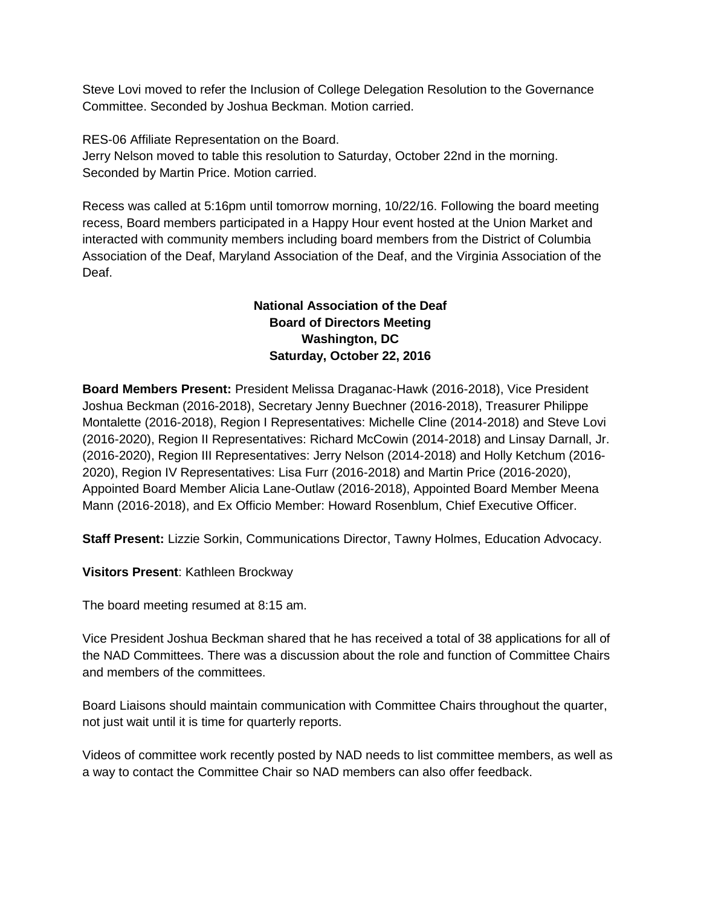Steve Lovi moved to refer the Inclusion of College Delegation Resolution to the Governance Committee. Seconded by Joshua Beckman. Motion carried.

RES-06 Affiliate Representation on the Board.
Jerry Nelson moved to table this resolution to Saturday, October 22nd in the morning. Seconded by Martin Price. Motion carried.

Recess was called at 5:16pm until tomorrow morning, 10/22/16. Following the board meeting recess, Board members participated in a Happy Hour event hosted at the Union Market and interacted with community members including board members from the District of Columbia Association of the Deaf, Maryland Association of the Deaf, and the Virginia Association of the Deaf.

**National Association of the Deaf**
**Board of Directors Meeting**
**Washington, DC**
**Saturday, October 22, 2016**

**Board Members Present:** President Melissa Draganac-Hawk (2016-2018), Vice President Joshua Beckman (2016-2018), Secretary Jenny Buechner (2016-2018), Treasurer Philippe Montalette (2016-2018), Region I Representatives: Michelle Cline (2014-2018) and Steve Lovi (2016-2020), Region II Representatives: Richard McCowin (2014-2018) and Linsay Darnall, Jr. (2016-2020), Region III Representatives: Jerry Nelson (2014-2018) and Holly Ketchum (2016-2020), Region IV Representatives: Lisa Furr (2016-2018) and Martin Price (2016-2020), Appointed Board Member Alicia Lane-Outlaw (2016-2018), Appointed Board Member Meena Mann (2016-2018), and Ex Officio Member: Howard Rosenblum, Chief Executive Officer.

**Staff Present:** Lizzie Sorkin, Communications Director, Tawny Holmes, Education Advocacy.

**Visitors Present**: Kathleen Brockway

The board meeting resumed at 8:15 am.

Vice President Joshua Beckman shared that he has received a total of 38 applications for all of the NAD Committees. There was a discussion about the role and function of Committee Chairs and members of the committees.

Board Liaisons should maintain communication with Committee Chairs throughout the quarter, not just wait until it is time for quarterly reports.

Videos of committee work recently posted by NAD needs to list committee members, as well as a way to contact the Committee Chair so NAD members can also offer feedback.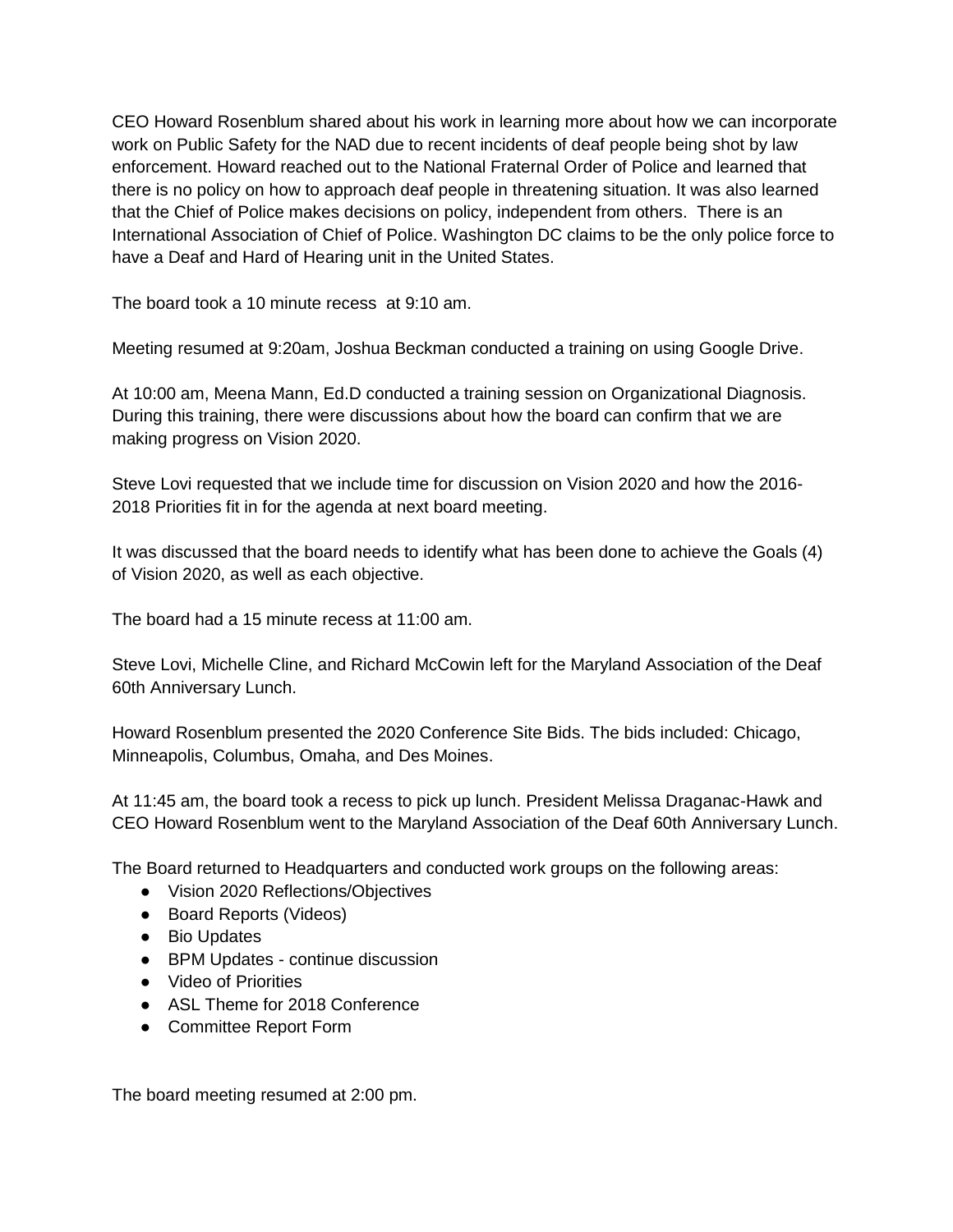CEO Howard Rosenblum shared about his work in learning more about how we can incorporate work on Public Safety for the NAD due to recent incidents of deaf people being shot by law enforcement. Howard reached out to the National Fraternal Order of Police and learned that there is no policy on how to approach deaf people in threatening situation. It was also learned that the Chief of Police makes decisions on policy, independent from others. There is an International Association of Chief of Police. Washington DC claims to be the only police force to have a Deaf and Hard of Hearing unit in the United States.

The board took a 10 minute recess at 9:10 am.

Meeting resumed at 9:20am, Joshua Beckman conducted a training on using Google Drive.

At 10:00 am, Meena Mann, Ed.D conducted a training session on Organizational Diagnosis. During this training, there were discussions about how the board can confirm that we are making progress on Vision 2020.

Steve Lovi requested that we include time for discussion on Vision 2020 and how the 2016-2018 Priorities fit in for the agenda at next board meeting.

It was discussed that the board needs to identify what has been done to achieve the Goals (4) of Vision 2020, as well as each objective.

The board had a 15 minute recess at 11:00 am.

Steve Lovi, Michelle Cline, and Richard McCowin left for the Maryland Association of the Deaf 60th Anniversary Lunch.

Howard Rosenblum presented the 2020 Conference Site Bids. The bids included: Chicago, Minneapolis, Columbus, Omaha, and Des Moines.

At 11:45 am, the board took a recess to pick up lunch. President Melissa Draganac-Hawk and CEO Howard Rosenblum went to the Maryland Association of the Deaf 60th Anniversary Lunch.

The Board returned to Headquarters and conducted work groups on the following areas:

- Vision 2020 Reflections/Objectives
- Board Reports (Videos)
- Bio Updates
- BPM Updates - continue discussion
- Video of Priorities
- ASL Theme for 2018 Conference
- Committee Report Form

The board meeting resumed at 2:00 pm.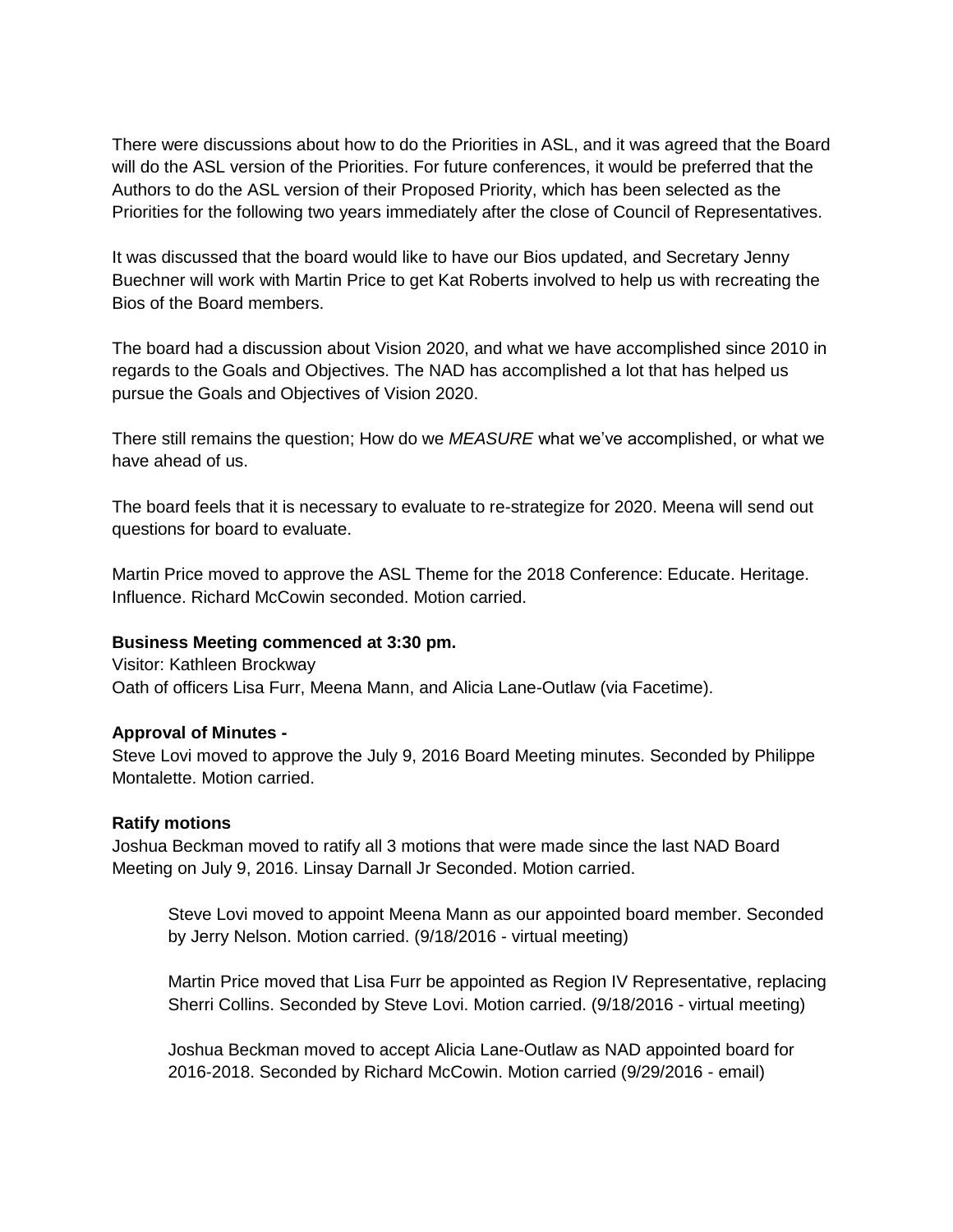There were discussions about how to do the Priorities in ASL, and it was agreed that the Board will do the ASL version of the Priorities. For future conferences, it would be preferred that the Authors to do the ASL version of their Proposed Priority, which has been selected as the Priorities for the following two years immediately after the close of Council of Representatives.

It was discussed that the board would like to have our Bios updated, and Secretary Jenny Buechner will work with Martin Price to get Kat Roberts involved to help us with recreating the Bios of the Board members.

The board had a discussion about Vision 2020, and what we have accomplished since 2010 in regards to the Goals and Objectives. The NAD has accomplished a lot that has helped us pursue the Goals and Objectives of Vision 2020.

There still remains the question; How do we *MEASURE* what we've accomplished, or what we have ahead of us.

The board feels that it is necessary to evaluate to re-strategize for 2020. Meena will send out questions for board to evaluate.

Martin Price moved to approve the ASL Theme for the 2018 Conference: Educate. Heritage. Influence. Richard McCowin seconded. Motion carried.

**Business Meeting commenced at 3:30 pm.**

Visitor: Kathleen Brockway

Oath of officers Lisa Furr, Meena Mann, and Alicia Lane-Outlaw (via Facetime).

**Approval of Minutes -**

Steve Lovi moved to approve the July 9, 2016 Board Meeting minutes. Seconded by Philippe Montalette. Motion carried.

**Ratify motions**

Joshua Beckman moved to ratify all 3 motions that were made since the last NAD Board Meeting on July 9, 2016. Linsay Darnall Jr Seconded. Motion carried.

> Steve Lovi moved to appoint Meena Mann as our appointed board member. Seconded by Jerry Nelson. Motion carried. (9/18/2016 - virtual meeting)
>
> Martin Price moved that Lisa Furr be appointed as Region IV Representative, replacing Sherri Collins. Seconded by Steve Lovi. Motion carried. (9/18/2016 - virtual meeting)
>
> Joshua Beckman moved to accept Alicia Lane-Outlaw as NAD appointed board for 2016-2018. Seconded by Richard McCowin. Motion carried (9/29/2016 - email)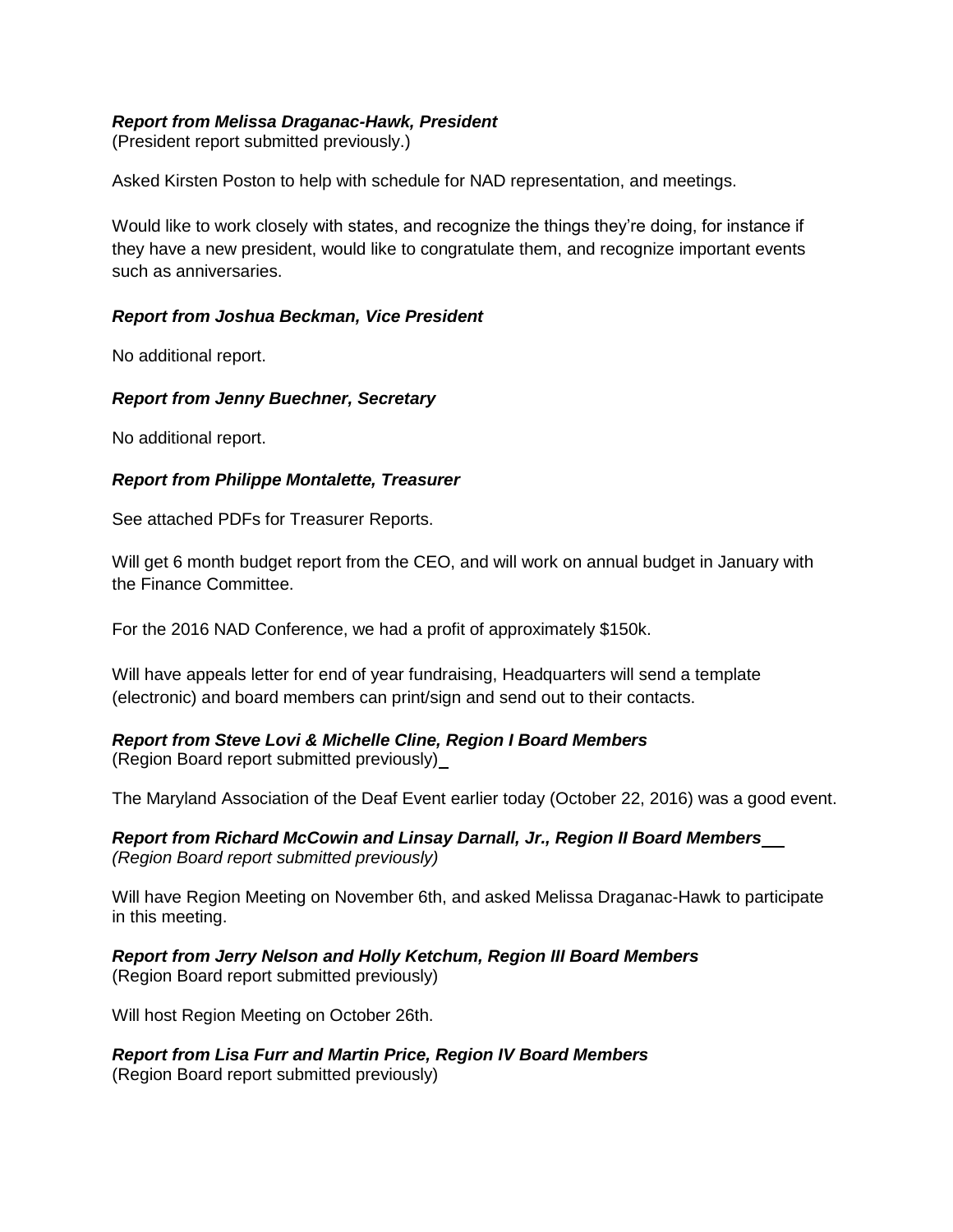***Report from Melissa Draganac-Hawk, President***
(President report submitted previously.)

Asked Kirsten Poston to help with schedule for NAD representation, and meetings.

Would like to work closely with states, and recognize the things they're doing, for instance if they have a new president, would like to congratulate them, and recognize important events such as anniversaries.

***Report from Joshua Beckman, Vice President***

No additional report.

***Report from Jenny Buechner, Secretary***

No additional report.

***Report from Philippe Montalette, Treasurer***

See attached PDFs for Treasurer Reports.

Will get 6 month budget report from the CEO, and will work on annual budget in January with the Finance Committee.

For the 2016 NAD Conference, we had a profit of approximately $150k.

Will have appeals letter for end of year fundraising, Headquarters will send a template (electronic) and board members can print/sign and send out to their contacts.

***Report from Steve Lovi & Michelle Cline, Region I Board Members***
(Region Board report submitted previously)

The Maryland Association of the Deaf Event earlier today (October 22, 2016) was a good event.

***Report from Richard McCowin and Linsay Darnall, Jr., Region II Board Members***
*(Region Board report submitted previously)*

Will have Region Meeting on November 6th, and asked Melissa Draganac-Hawk to participate in this meeting.

***Report from Jerry Nelson and Holly Ketchum, Region III Board Members***
(Region Board report submitted previously)

Will host Region Meeting on October 26th.

***Report from Lisa Furr and Martin Price, Region IV Board Members***
(Region Board report submitted previously)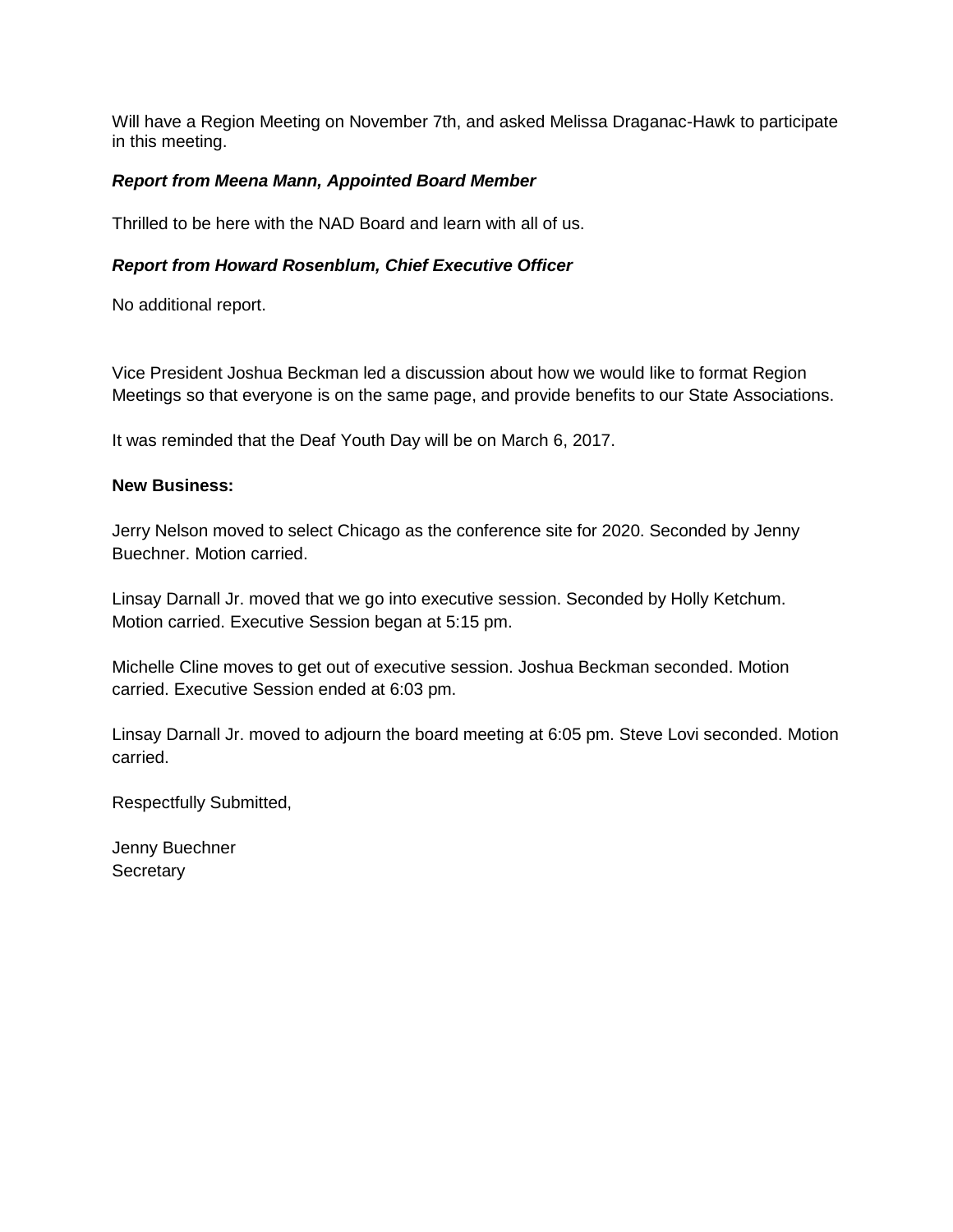Will have a Region Meeting on November 7th, and asked Melissa Draganac-Hawk to participate in this meeting.

***Report from Meena Mann, Appointed Board Member***

Thrilled to be here with the NAD Board and learn with all of us.

***Report from Howard Rosenblum, Chief Executive Officer***

No additional report.

Vice President Joshua Beckman led a discussion about how we would like to format Region Meetings so that everyone is on the same page, and provide benefits to our State Associations.

It was reminded that the Deaf Youth Day will be on March 6, 2017.

**New Business:**

Jerry Nelson moved to select Chicago as the conference site for 2020. Seconded by Jenny Buechner. Motion carried.

Linsay Darnall Jr. moved that we go into executive session. Seconded by Holly Ketchum. Motion carried. Executive Session began at 5:15 pm.

Michelle Cline moves to get out of executive session. Joshua Beckman seconded. Motion carried. Executive Session ended at 6:03 pm.

Linsay Darnall Jr. moved to adjourn the board meeting at 6:05 pm. Steve Lovi seconded. Motion carried.

Respectfully Submitted,

Jenny Buechner
Secretary